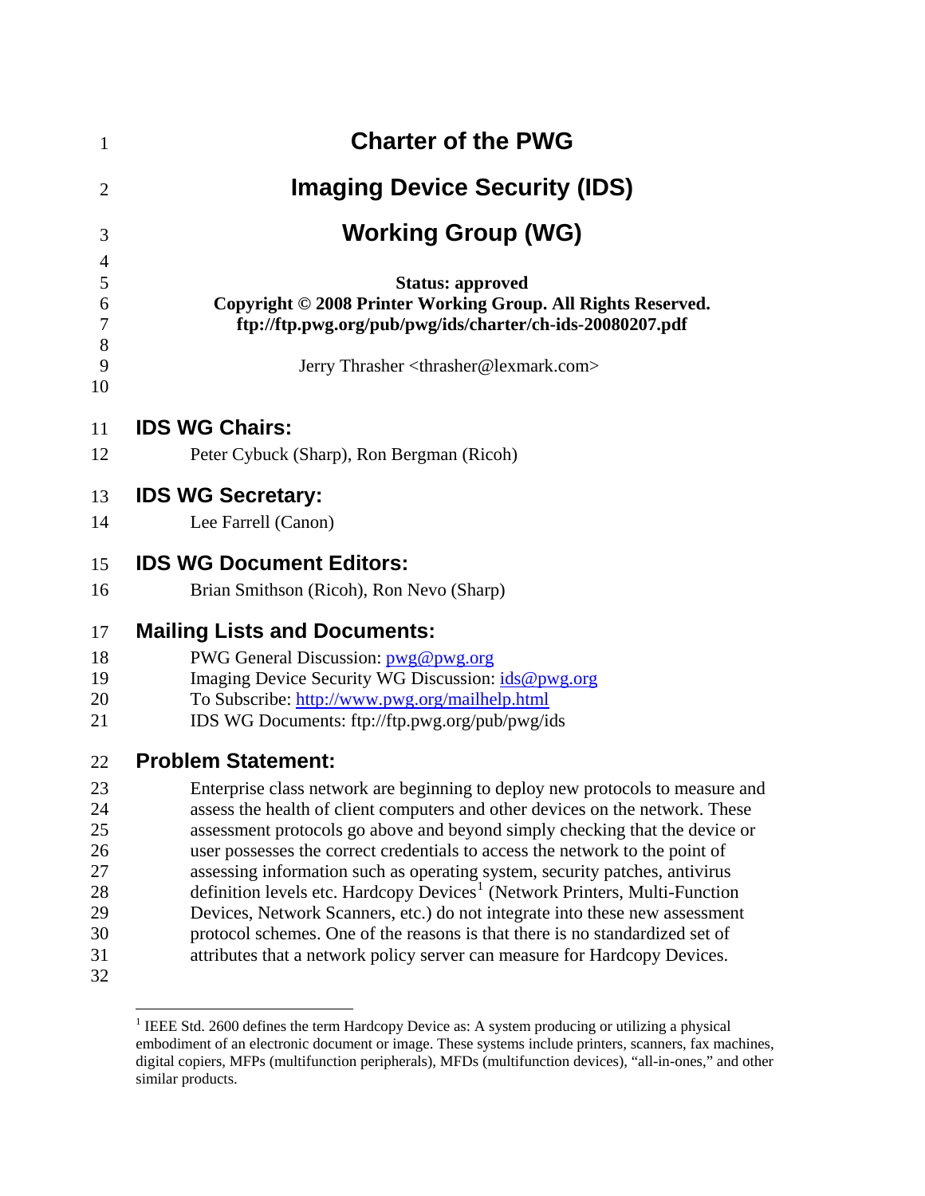# Charter of the PWG

# Imaging Device Security (IDS)

# Working Group (WG)

**Status: approved**
**Copyright © 2008 Printer Working Group. All Rights Reserved.**
**ftp://ftp.pwg.org/pub/pwg/ids/charter/ch-ids-20080207.pdf**

Jerry Thrasher <thrasher@lexmark.com>

## IDS WG Chairs:

Peter Cybuck (Sharp), Ron Bergman (Ricoh)

## IDS WG Secretary:

Lee Farrell (Canon)

## IDS WG Document Editors:

Brian Smithson (Ricoh), Ron Nevo (Sharp)

## Mailing Lists and Documents:

PWG General Discussion: pwg@pwg.org
Imaging Device Security WG Discussion: ids@pwg.org
To Subscribe: http://www.pwg.org/mailhelp.html
IDS WG Documents: ftp://ftp.pwg.org/pub/pwg/ids

## Problem Statement:

Enterprise class network are beginning to deploy new protocols to measure and assess the health of client computers and other devices on the network. These assessment protocols go above and beyond simply checking that the device or user possesses the correct credentials to access the network to the point of assessing information such as operating system, security patches, antivirus definition levels etc. Hardcopy Devices[1] (Network Printers, Multi-Function Devices, Network Scanners, etc.) do not integrate into these new assessment protocol schemes. One of the reasons is that there is no standardized set of attributes that a network policy server can measure for Hardcopy Devices.

---

[1] IEEE Std. 2600 defines the term Hardcopy Device as: A system producing or utilizing a physical embodiment of an electronic document or image. These systems include printers, scanners, fax machines, digital copiers, MFPs (multifunction peripherals), MFDs (multifunction devices), "all-in-ones," and other similar products.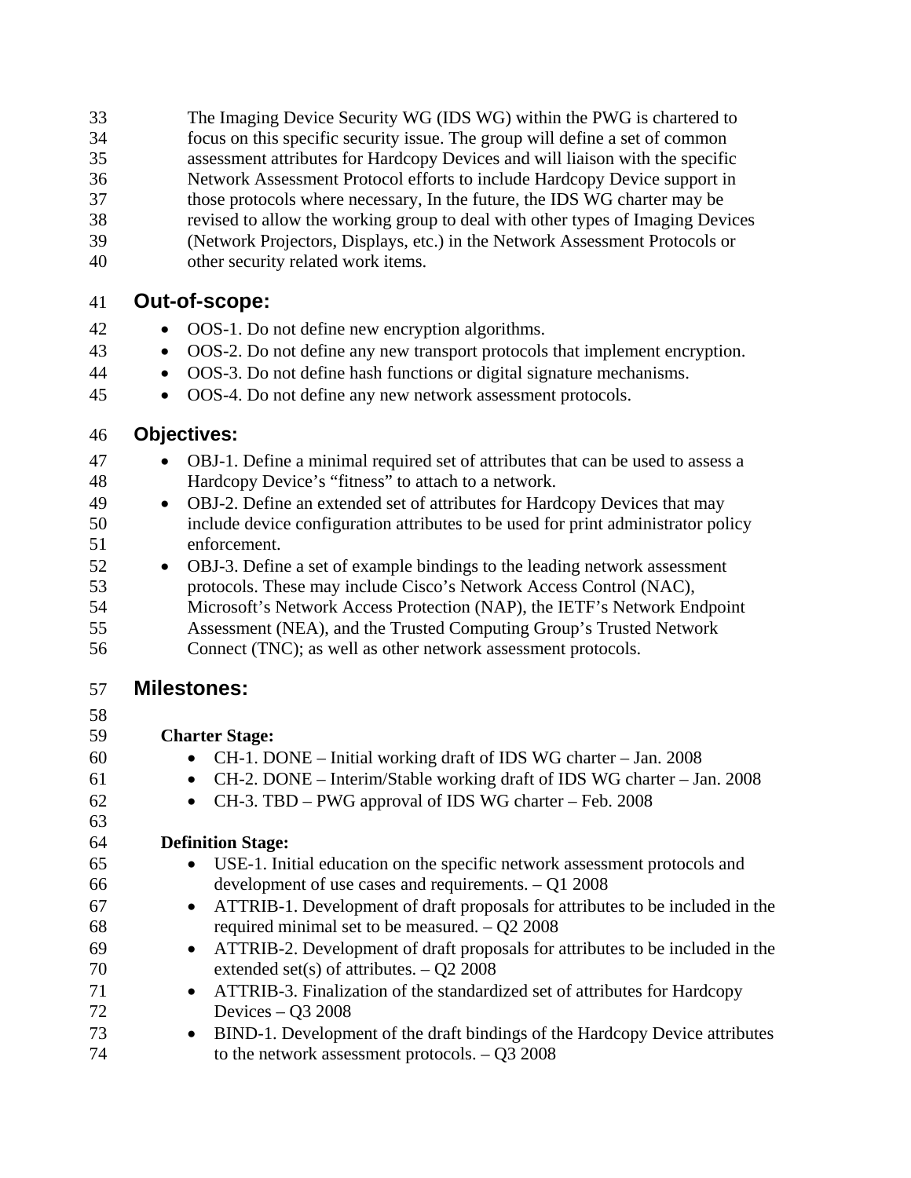The Imaging Device Security WG (IDS WG) within the PWG is chartered to focus on this specific security issue. The group will define a set of common assessment attributes for Hardcopy Devices and will liaison with the specific Network Assessment Protocol efforts to include Hardcopy Device support in those protocols where necessary, In the future, the IDS WG charter may be revised to allow the working group to deal with other types of Imaging Devices (Network Projectors, Displays, etc.) in the Network Assessment Protocols or other security related work items.

## Out-of-scope:

- OOS-1. Do not define new encryption algorithms.
- OOS-2. Do not define any new transport protocols that implement encryption.
- OOS-3. Do not define hash functions or digital signature mechanisms.
- OOS-4. Do not define any new network assessment protocols.

## Objectives:

- OBJ-1. Define a minimal required set of attributes that can be used to assess a Hardcopy Device's "fitness" to attach to a network.
- OBJ-2. Define an extended set of attributes for Hardcopy Devices that may include device configuration attributes to be used for print administrator policy enforcement.
- OBJ-3. Define a set of example bindings to the leading network assessment protocols. These may include Cisco's Network Access Control (NAC), Microsoft's Network Access Protection (NAP), the IETF's Network Endpoint Assessment (NEA), and the Trusted Computing Group's Trusted Network Connect (TNC); as well as other network assessment protocols.

## Milestones:

**Charter Stage:**

- CH-1. DONE – Initial working draft of IDS WG charter – Jan. 2008
- CH-2. DONE – Interim/Stable working draft of IDS WG charter – Jan. 2008
- CH-3. TBD – PWG approval of IDS WG charter – Feb. 2008

**Definition Stage:**

- USE-1. Initial education on the specific network assessment protocols and development of use cases and requirements. – Q1 2008
- ATTRIB-1. Development of draft proposals for attributes to be included in the required minimal set to be measured. – Q2 2008
- ATTRIB-2. Development of draft proposals for attributes to be included in the extended set(s) of attributes. – Q2 2008
- ATTRIB-3. Finalization of the standardized set of attributes for Hardcopy Devices – Q3 2008
- BIND-1. Development of the draft bindings of the Hardcopy Device attributes to the network assessment protocols. – Q3 2008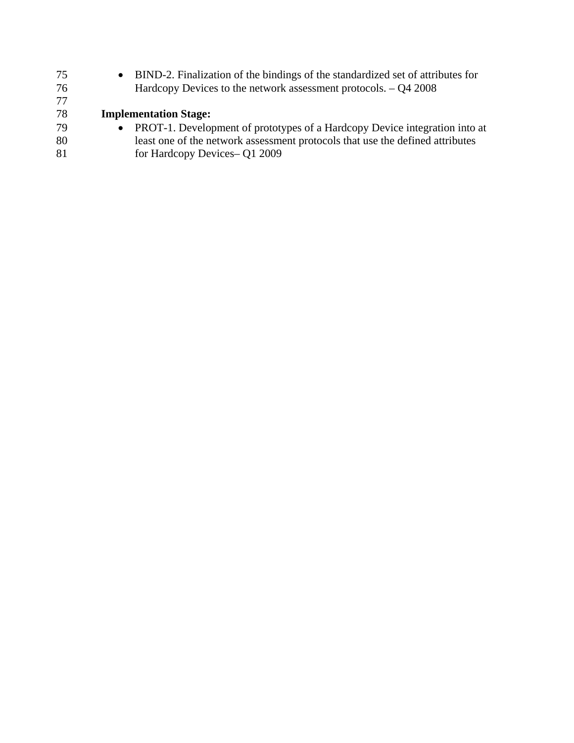- BIND-2. Finalization of the bindings of the standardized set of attributes for Hardcopy Devices to the network assessment protocols. – Q4 2008

**Implementation Stage:**

- PROT-1. Development of prototypes of a Hardcopy Device integration into at least one of the network assessment protocols that use the defined attributes for Hardcopy Devices– Q1 2009